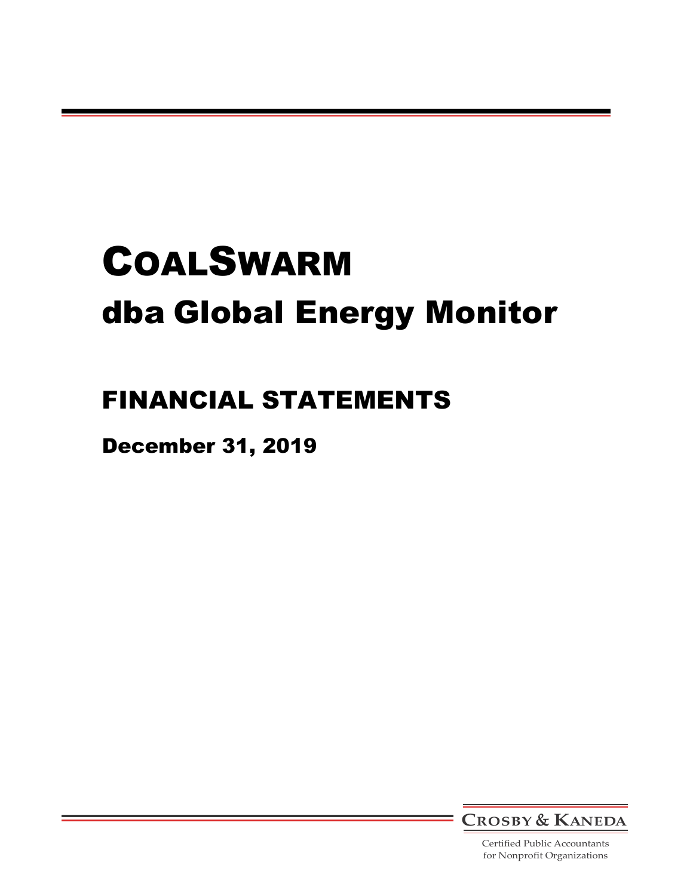# COALSWARM

# dba Global Energy Monitor

## FINANCIAL STATEMENTS

### December 31, 2019

CROSBY & KANEDA

Certified Public Accountants
for Nonprofit Organizations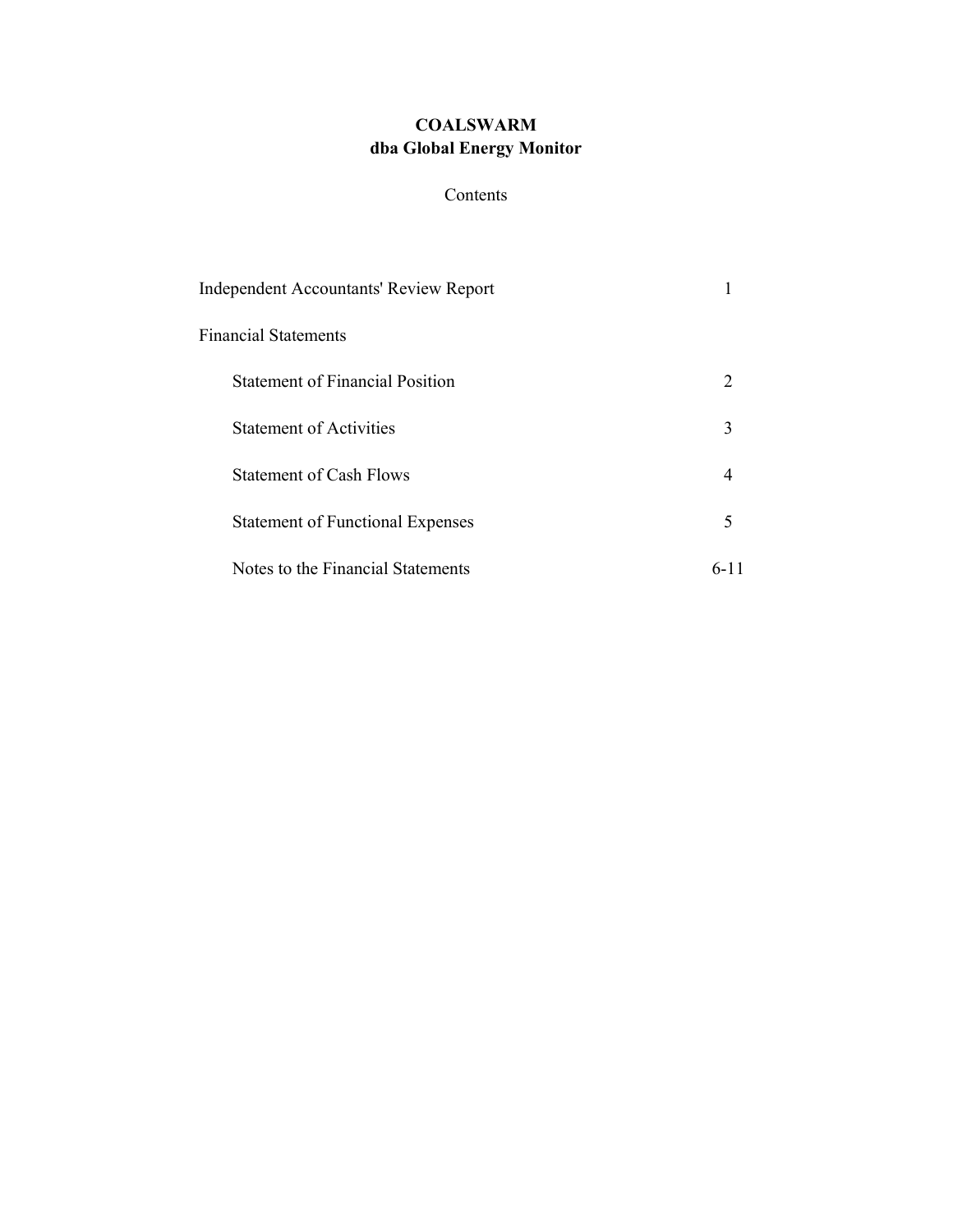# COALSWARM
## dba Global Energy Monitor

Contents

| | |
|---|---|
| Independent Accountants' Review Report | 1 |
| Financial Statements | |
| Statement of Financial Position | 2 |
| Statement of Activities | 3 |
| Statement of Cash Flows | 4 |
| Statement of Functional Expenses | 5 |
| Notes to the Financial Statements | 6-11 |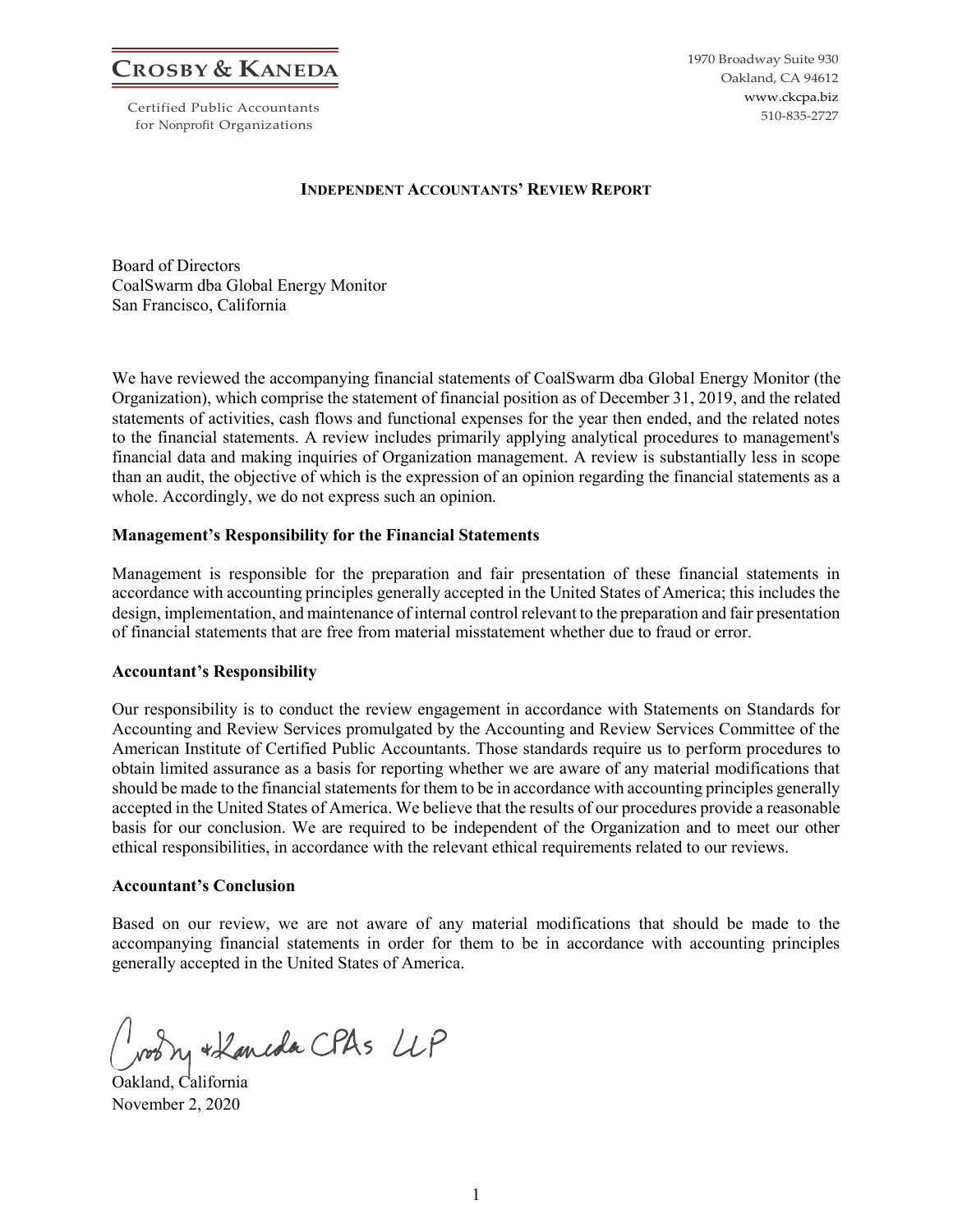# CROSBY & KANEDA

Certified Public Accountants
for Nonprofit Organizations

1970 Broadway Suite 930
Oakland, CA 94612
www.ckcpa.biz
510-835-2727

## INDEPENDENT ACCOUNTANTS' REVIEW REPORT

Board of Directors
CoalSwarm dba Global Energy Monitor
San Francisco, California

We have reviewed the accompanying financial statements of CoalSwarm dba Global Energy Monitor (the Organization), which comprise the statement of financial position as of December 31, 2019, and the related statements of activities, cash flows and functional expenses for the year then ended, and the related notes to the financial statements. A review includes primarily applying analytical procedures to management's financial data and making inquiries of Organization management. A review is substantially less in scope than an audit, the objective of which is the expression of an opinion regarding the financial statements as a whole. Accordingly, we do not express such an opinion.

**Management's Responsibility for the Financial Statements**

Management is responsible for the preparation and fair presentation of these financial statements in accordance with accounting principles generally accepted in the United States of America; this includes the design, implementation, and maintenance of internal control relevant to the preparation and fair presentation of financial statements that are free from material misstatement whether due to fraud or error.

**Accountant's Responsibility**

Our responsibility is to conduct the review engagement in accordance with Statements on Standards for Accounting and Review Services promulgated by the Accounting and Review Services Committee of the American Institute of Certified Public Accountants. Those standards require us to perform procedures to obtain limited assurance as a basis for reporting whether we are aware of any material modifications that should be made to the financial statements for them to be in accordance with accounting principles generally accepted in the United States of America. We believe that the results of our procedures provide a reasonable basis for our conclusion. We are required to be independent of the Organization and to meet our other ethical responsibilities, in accordance with the relevant ethical requirements related to our reviews.

**Accountant's Conclusion**

Based on our review, we are not aware of any material modifications that should be made to the accompanying financial statements in order for them to be in accordance with accounting principles generally accepted in the United States of America.

Crosby & Kaneda CPAs LLP

Oakland, California
November 2, 2020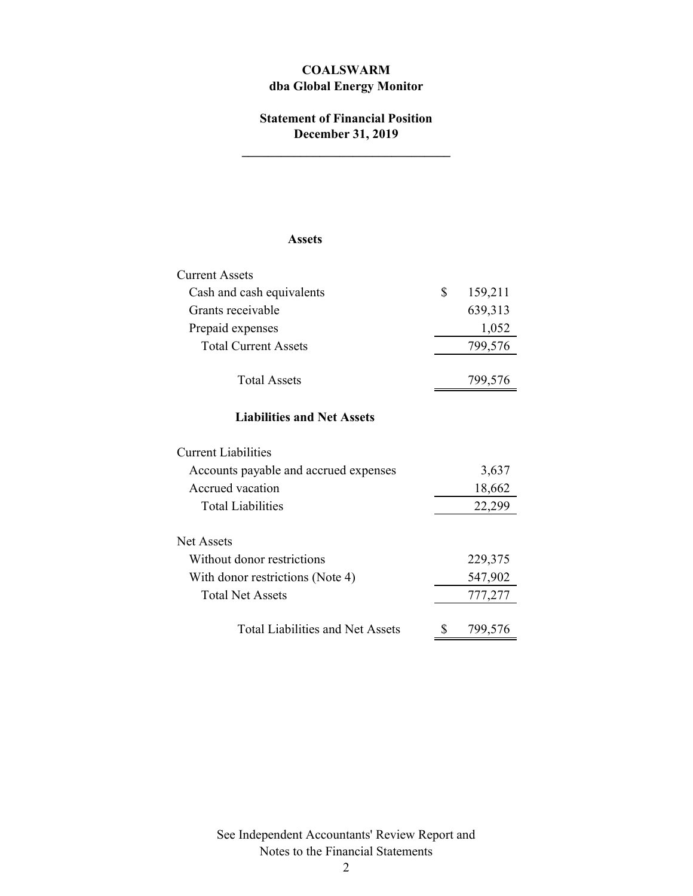**COALSWARM**
**dba Global Energy Monitor**

**Statement of Financial Position**
**December 31, 2019**

### Assets

| | |
|---|---|
| Current Assets | |
| Cash and cash equivalents | $ 159,211 |
| Grants receivable | 639,313 |
| Prepaid expenses | 1,052 |
| Total Current Assets | 799,576 |
| Total Assets | 799,576 |

### Liabilities and Net Assets

| | |
|---|---|
| Current Liabilities | |
| Accounts payable and accrued expenses | 3,637 |
| Accrued vacation | 18,662 |
| Total Liabilities | 22,299 |
| Net Assets | |
| Without donor restrictions | 229,375 |
| With donor restrictions (Note 4) | 547,902 |
| Total Net Assets | 777,277 |
| Total Liabilities and Net Assets | $ 799,576 |

See Independent Accountants' Review Report and Notes to the Financial Statements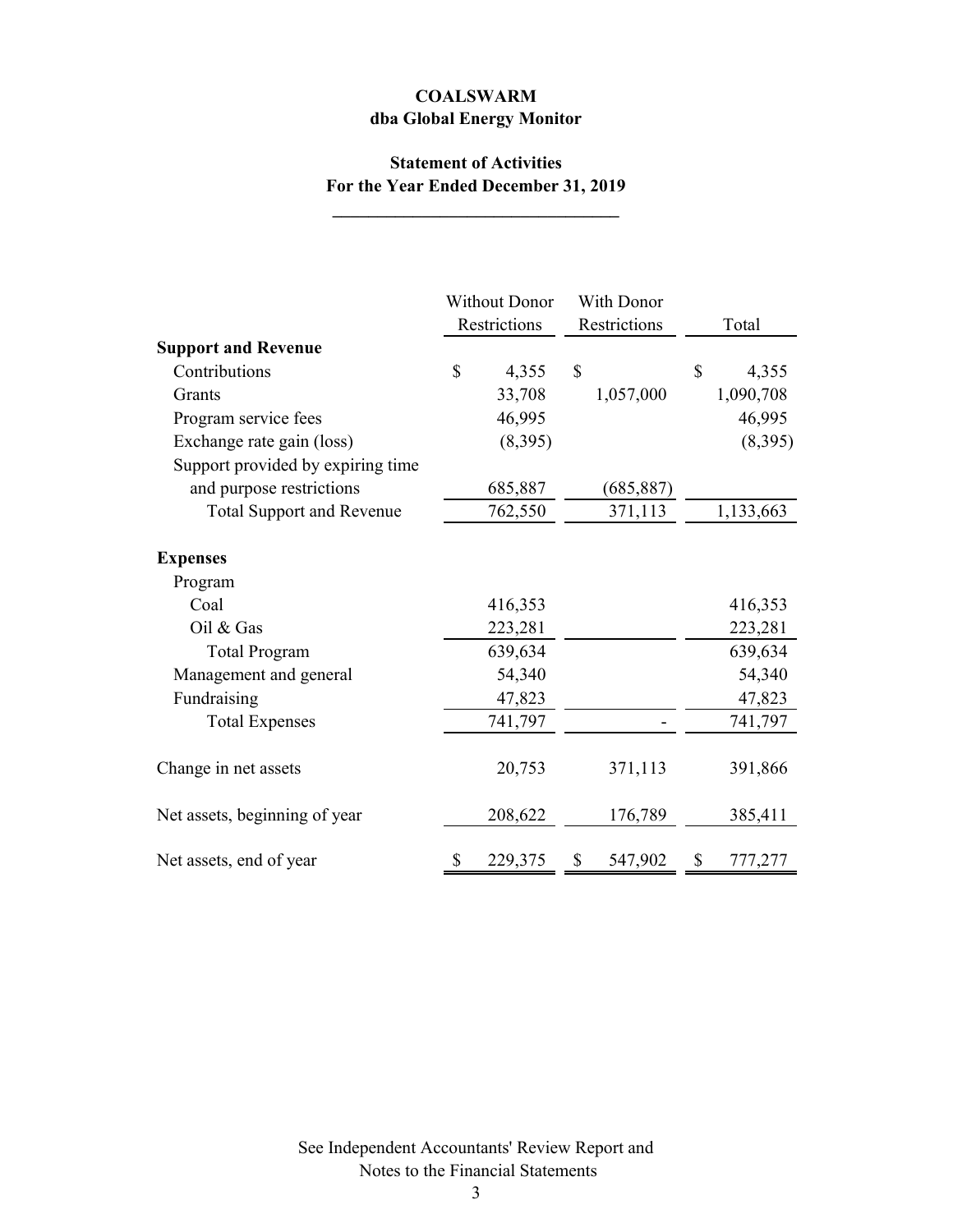**COALSWARM**
**dba Global Energy Monitor**

**Statement of Activities**
**For the Year Ended December 31, 2019**

| | Without Donor Restrictions | With Donor Restrictions | Total |
|---|---|---|---|
| **Support and Revenue** | | | |
| Contributions | $ 4,355 | $ | $ 4,355 |
| Grants | 33,708 | 1,057,000 | 1,090,708 |
| Program service fees | 46,995 | | 46,995 |
| Exchange rate gain (loss) | (8,395) | | (8,395) |
| Support provided by expiring time and purpose restrictions | 685,887 | (685,887) | |
| Total Support and Revenue | 762,550 | 371,113 | 1,133,663 |
| **Expenses** | | | |
| Program | | | |
| Coal | 416,353 | | 416,353 |
| Oil & Gas | 223,281 | | 223,281 |
| Total Program | 639,634 | | 639,634 |
| Management and general | 54,340 | | 54,340 |
| Fundraising | 47,823 | | 47,823 |
| Total Expenses | 741,797 | - | 741,797 |
| Change in net assets | 20,753 | 371,113 | 391,866 |
| Net assets, beginning of year | 208,622 | 176,789 | 385,411 |
| Net assets, end of year | $ 229,375 | $ 547,902 | $ 777,277 |

See Independent Accountants' Review Report and Notes to the Financial Statements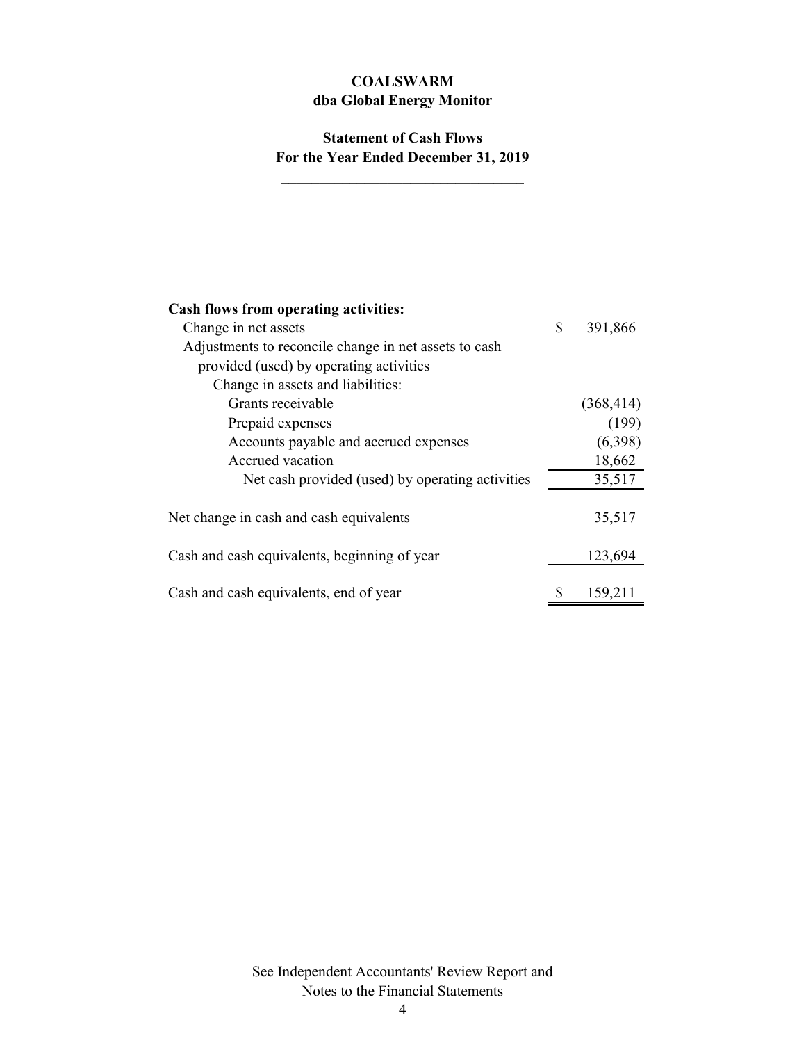**COALSWARM**
**dba Global Energy Monitor**

**Statement of Cash Flows**
**For the Year Ended December 31, 2019**

| | |
|---|---|
| **Cash flows from operating activities:** | |
| Change in net assets | $ 391,866 |
| Adjustments to reconcile change in net assets to cash provided (used) by operating activities | |
| Change in assets and liabilities: | |
| Grants receivable | (368,414) |
| Prepaid expenses | (199) |
| Accounts payable and accrued expenses | (6,398) |
| Accrued vacation | 18,662 |
| Net cash provided (used) by operating activities | 35,517 |
| | |
| Net change in cash and cash equivalents | 35,517 |
| | |
| Cash and cash equivalents, beginning of year | 123,694 |
| | |
| Cash and cash equivalents, end of year | $ 159,211 |

See Independent Accountants' Review Report and Notes to the Financial Statements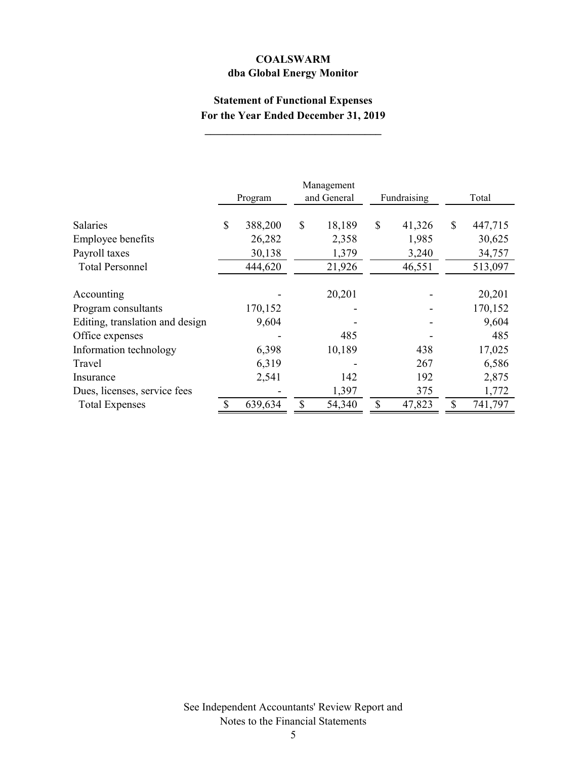# COALSWARM
## dba Global Energy Monitor

### Statement of Functional Expenses
### For the Year Ended December 31, 2019

| | Program | Management and General | Fundraising | Total |
|---|---|---|---|---|
| Salaries | $ 388,200 | $ 18,189 | $ 41,326 | $ 447,715 |
| Employee benefits | 26,282 | 2,358 | 1,985 | 30,625 |
| Payroll taxes | 30,138 | 1,379 | 3,240 | 34,757 |
| Total Personnel | 444,620 | 21,926 | 46,551 | 513,097 |
| | | | | |
| Accounting | - | 20,201 | - | 20,201 |
| Program consultants | 170,152 | - | - | 170,152 |
| Editing, translation and design | 9,604 | - | - | 9,604 |
| Office expenses | - | 485 | - | 485 |
| Information technology | 6,398 | 10,189 | 438 | 17,025 |
| Travel | 6,319 | - | 267 | 6,586 |
| Insurance | 2,541 | 142 | 192 | 2,875 |
| Dues, licenses, service fees | - | 1,397 | 375 | 1,772 |
| Total Expenses | $ 639,634 | $ 54,340 | $ 47,823 | $ 741,797 |

See Independent Accountants' Review Report and Notes to the Financial Statements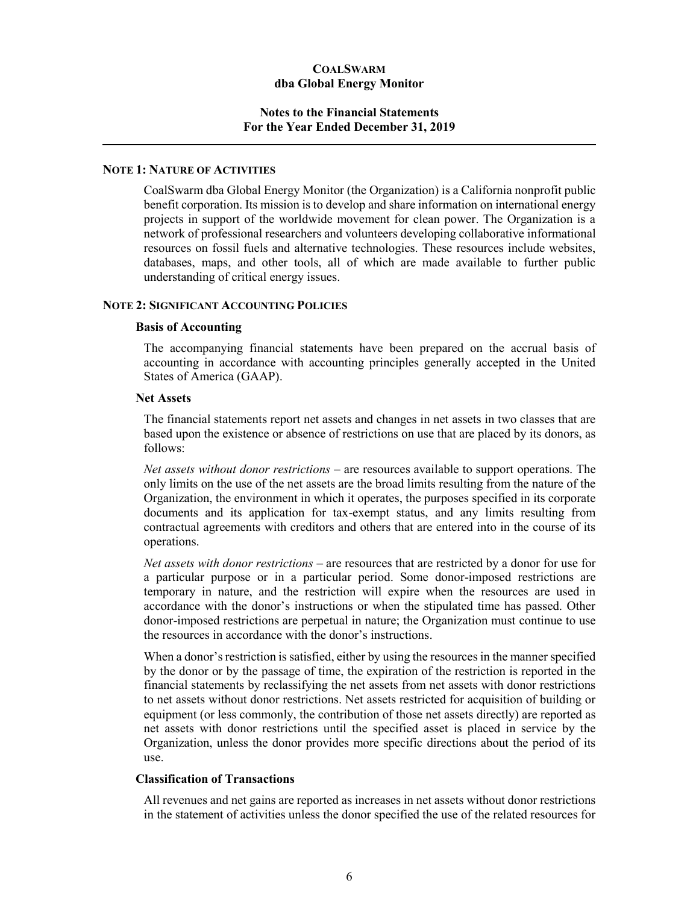**COALSWARM**
**dba Global Energy Monitor**

**Notes to the Financial Statements**
**For the Year Ended December 31, 2019**

### NOTE 1: NATURE OF ACTIVITIES

CoalSwarm dba Global Energy Monitor (the Organization) is a California nonprofit public benefit corporation. Its mission is to develop and share information on international energy projects in support of the worldwide movement for clean power. The Organization is a network of professional researchers and volunteers developing collaborative informational resources on fossil fuels and alternative technologies. These resources include websites, databases, maps, and other tools, all of which are made available to further public understanding of critical energy issues.

### NOTE 2: SIGNIFICANT ACCOUNTING POLICIES

**Basis of Accounting**

The accompanying financial statements have been prepared on the accrual basis of accounting in accordance with accounting principles generally accepted in the United States of America (GAAP).

**Net Assets**

The financial statements report net assets and changes in net assets in two classes that are based upon the existence or absence of restrictions on use that are placed by its donors, as follows:

*Net assets without donor restrictions* – are resources available to support operations. The only limits on the use of the net assets are the broad limits resulting from the nature of the Organization, the environment in which it operates, the purposes specified in its corporate documents and its application for tax-exempt status, and any limits resulting from contractual agreements with creditors and others that are entered into in the course of its operations.

*Net assets with donor restrictions* – are resources that are restricted by a donor for use for a particular purpose or in a particular period. Some donor-imposed restrictions are temporary in nature, and the restriction will expire when the resources are used in accordance with the donor's instructions or when the stipulated time has passed. Other donor-imposed restrictions are perpetual in nature; the Organization must continue to use the resources in accordance with the donor's instructions.

When a donor's restriction is satisfied, either by using the resources in the manner specified by the donor or by the passage of time, the expiration of the restriction is reported in the financial statements by reclassifying the net assets from net assets with donor restrictions to net assets without donor restrictions. Net assets restricted for acquisition of building or equipment (or less commonly, the contribution of those net assets directly) are reported as net assets with donor restrictions until the specified asset is placed in service by the Organization, unless the donor provides more specific directions about the period of its use.

**Classification of Transactions**

All revenues and net gains are reported as increases in net assets without donor restrictions in the statement of activities unless the donor specified the use of the related resources for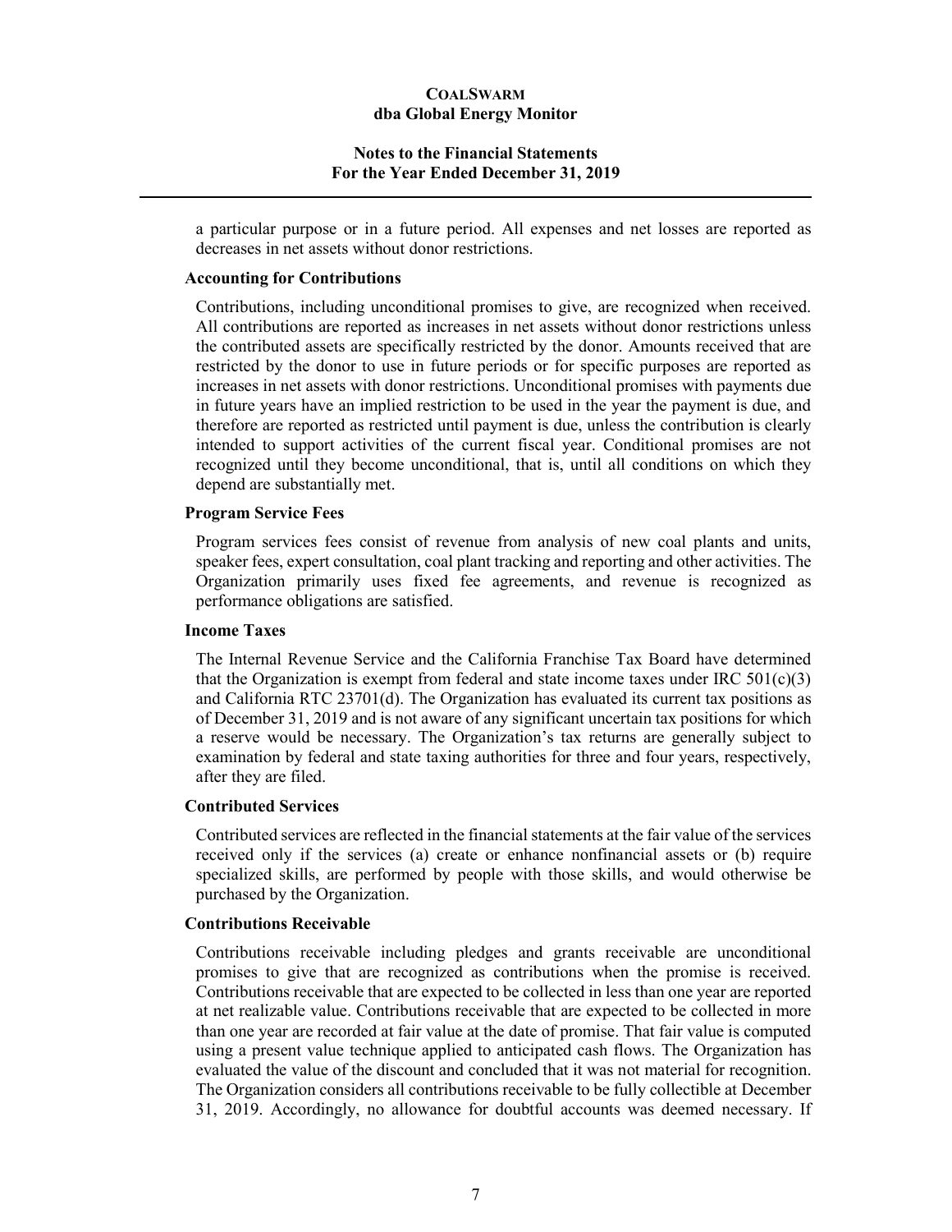a particular purpose or in a future period. All expenses and net losses are reported as decreases in net assets without donor restrictions.

**Accounting for Contributions**

Contributions, including unconditional promises to give, are recognized when received. All contributions are reported as increases in net assets without donor restrictions unless the contributed assets are specifically restricted by the donor. Amounts received that are restricted by the donor to use in future periods or for specific purposes are reported as increases in net assets with donor restrictions. Unconditional promises with payments due in future years have an implied restriction to be used in the year the payment is due, and therefore are reported as restricted until payment is due, unless the contribution is clearly intended to support activities of the current fiscal year. Conditional promises are not recognized until they become unconditional, that is, until all conditions on which they depend are substantially met.

**Program Service Fees**

Program services fees consist of revenue from analysis of new coal plants and units, speaker fees, expert consultation, coal plant tracking and reporting and other activities. The Organization primarily uses fixed fee agreements, and revenue is recognized as performance obligations are satisfied.

**Income Taxes**

The Internal Revenue Service and the California Franchise Tax Board have determined that the Organization is exempt from federal and state income taxes under IRC 501(c)(3) and California RTC 23701(d). The Organization has evaluated its current tax positions as of December 31, 2019 and is not aware of any significant uncertain tax positions for which a reserve would be necessary. The Organization's tax returns are generally subject to examination by federal and state taxing authorities for three and four years, respectively, after they are filed.

**Contributed Services**

Contributed services are reflected in the financial statements at the fair value of the services received only if the services (a) create or enhance nonfinancial assets or (b) require specialized skills, are performed by people with those skills, and would otherwise be purchased by the Organization.

**Contributions Receivable**

Contributions receivable including pledges and grants receivable are unconditional promises to give that are recognized as contributions when the promise is received. Contributions receivable that are expected to be collected in less than one year are reported at net realizable value. Contributions receivable that are expected to be collected in more than one year are recorded at fair value at the date of promise. That fair value is computed using a present value technique applied to anticipated cash flows. The Organization has evaluated the value of the discount and concluded that it was not material for recognition. The Organization considers all contributions receivable to be fully collectible at December 31, 2019. Accordingly, no allowance for doubtful accounts was deemed necessary. If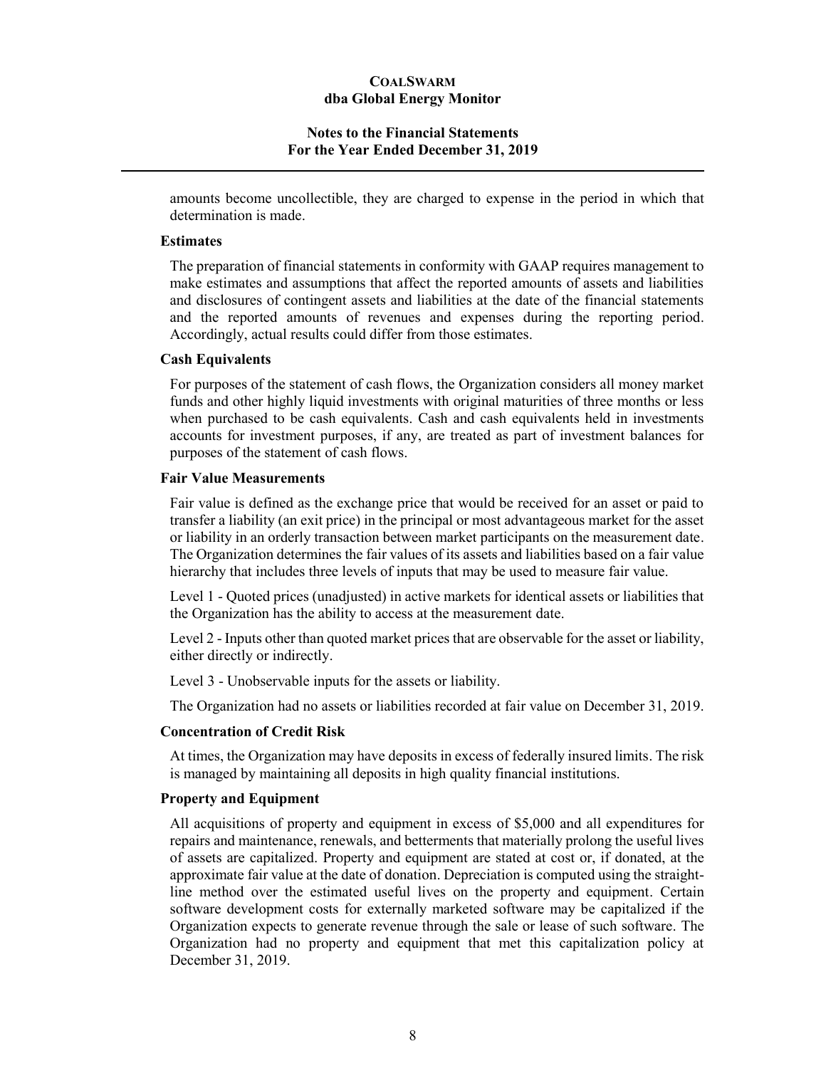amounts become uncollectible, they are charged to expense in the period in which that determination is made.

### Estimates

The preparation of financial statements in conformity with GAAP requires management to make estimates and assumptions that affect the reported amounts of assets and liabilities and disclosures of contingent assets and liabilities at the date of the financial statements and the reported amounts of revenues and expenses during the reporting period. Accordingly, actual results could differ from those estimates.

### Cash Equivalents

For purposes of the statement of cash flows, the Organization considers all money market funds and other highly liquid investments with original maturities of three months or less when purchased to be cash equivalents. Cash and cash equivalents held in investments accounts for investment purposes, if any, are treated as part of investment balances for purposes of the statement of cash flows.

### Fair Value Measurements

Fair value is defined as the exchange price that would be received for an asset or paid to transfer a liability (an exit price) in the principal or most advantageous market for the asset or liability in an orderly transaction between market participants on the measurement date. The Organization determines the fair values of its assets and liabilities based on a fair value hierarchy that includes three levels of inputs that may be used to measure fair value.

Level 1 - Quoted prices (unadjusted) in active markets for identical assets or liabilities that the Organization has the ability to access at the measurement date.

Level 2 - Inputs other than quoted market prices that are observable for the asset or liability, either directly or indirectly.

Level 3 - Unobservable inputs for the assets or liability.

The Organization had no assets or liabilities recorded at fair value on December 31, 2019.

### Concentration of Credit Risk

At times, the Organization may have deposits in excess of federally insured limits. The risk is managed by maintaining all deposits in high quality financial institutions.

### Property and Equipment

All acquisitions of property and equipment in excess of $5,000 and all expenditures for repairs and maintenance, renewals, and betterments that materially prolong the useful lives of assets are capitalized. Property and equipment are stated at cost or, if donated, at the approximate fair value at the date of donation. Depreciation is computed using the straight-line method over the estimated useful lives on the property and equipment. Certain software development costs for externally marketed software may be capitalized if the Organization expects to generate revenue through the sale or lease of such software. The Organization had no property and equipment that met this capitalization policy at December 31, 2019.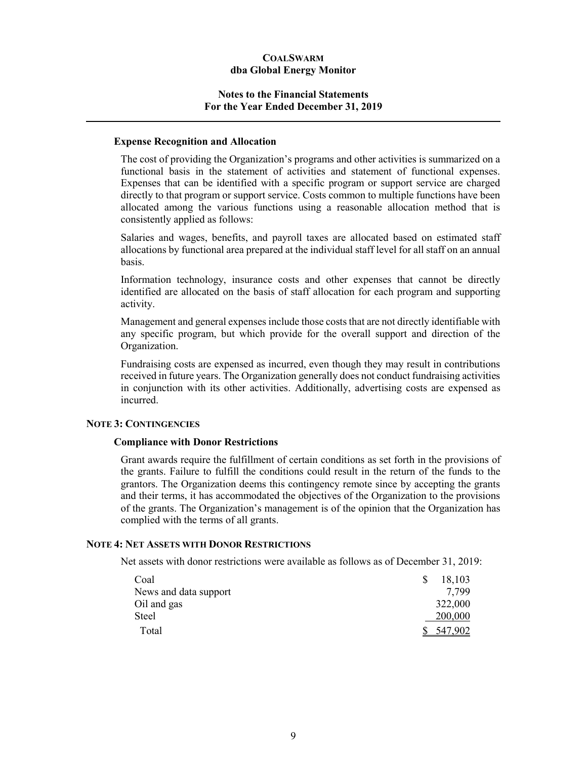**Expense Recognition and Allocation**

The cost of providing the Organization's programs and other activities is summarized on a functional basis in the statement of activities and statement of functional expenses. Expenses that can be identified with a specific program or support service are charged directly to that program or support service. Costs common to multiple functions have been allocated among the various functions using a reasonable allocation method that is consistently applied as follows:

Salaries and wages, benefits, and payroll taxes are allocated based on estimated staff allocations by functional area prepared at the individual staff level for all staff on an annual basis.

Information technology, insurance costs and other expenses that cannot be directly identified are allocated on the basis of staff allocation for each program and supporting activity.

Management and general expenses include those costs that are not directly identifiable with any specific program, but which provide for the overall support and direction of the Organization.

Fundraising costs are expensed as incurred, even though they may result in contributions received in future years. The Organization generally does not conduct fundraising activities in conjunction with its other activities. Additionally, advertising costs are expensed as incurred.

## NOTE 3: CONTINGENCIES

**Compliance with Donor Restrictions**

Grant awards require the fulfillment of certain conditions as set forth in the provisions of the grants. Failure to fulfill the conditions could result in the return of the funds to the grantors. The Organization deems this contingency remote since by accepting the grants and their terms, it has accommodated the objectives of the Organization to the provisions of the grants. The Organization's management is of the opinion that the Organization has complied with the terms of all grants.

## NOTE 4: NET ASSETS WITH DONOR RESTRICTIONS

Net assets with donor restrictions were available as follows as of December 31, 2019:

| | |
|---|---|
| Coal | $ 18,103 |
| News and data support | 7,799 |
| Oil and gas | 322,000 |
| Steel | 200,000 |
| Total | $ 547,902 |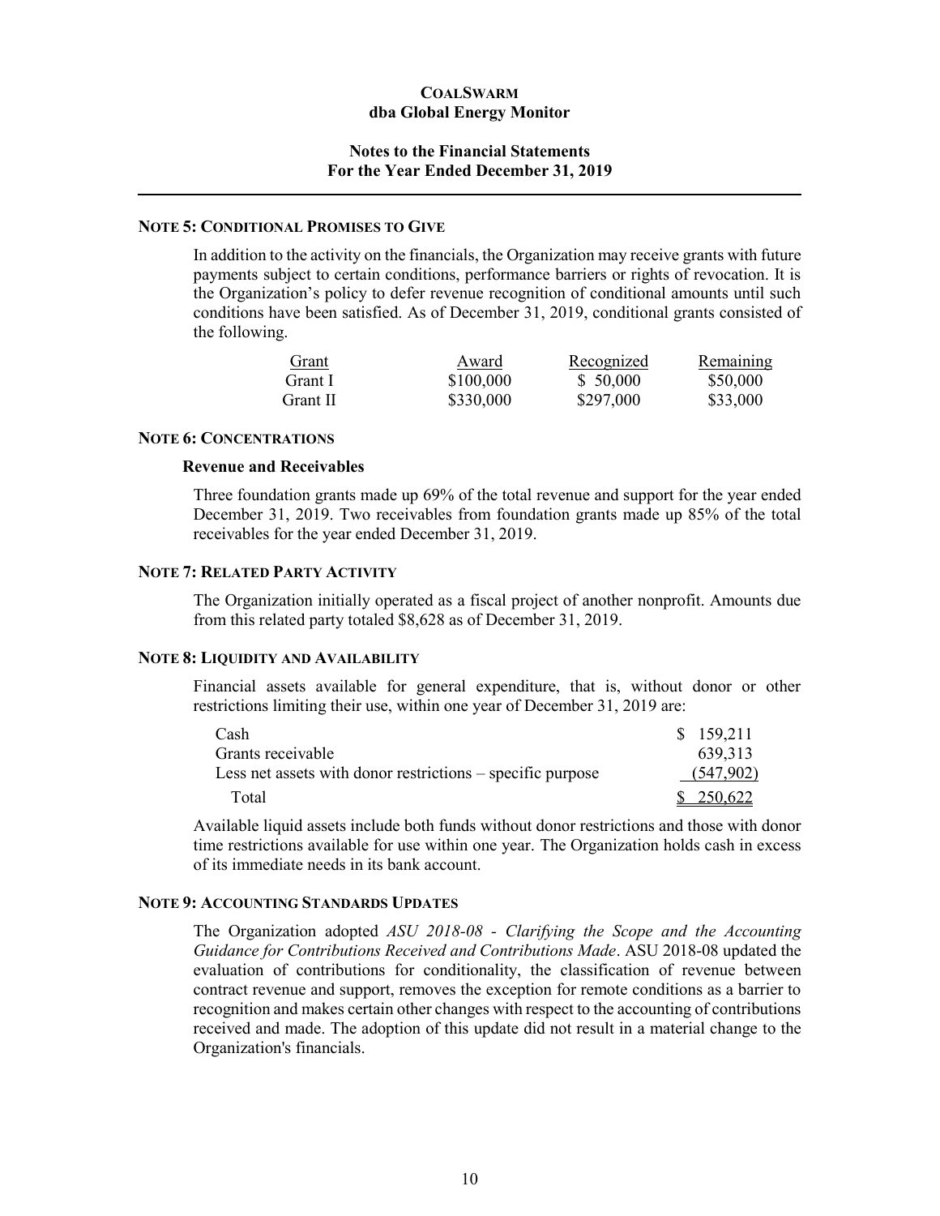**COALSWARM**
**dba Global Energy Monitor**

**Notes to the Financial Statements**
**For the Year Ended December 31, 2019**

#### NOTE 5: CONDITIONAL PROMISES TO GIVE

In addition to the activity on the financials, the Organization may receive grants with future payments subject to certain conditions, performance barriers or rights of revocation. It is the Organization's policy to defer revenue recognition of conditional amounts until such conditions have been satisfied. As of December 31, 2019, conditional grants consisted of the following.

| Grant | Award | Recognized | Remaining |
|---|---|---|---|
| Grant I | \$100,000 | \$ 50,000 | \$50,000 |
| Grant II | \$330,000 | \$297,000 | \$33,000 |

#### NOTE 6: CONCENTRATIONS

**Revenue and Receivables**

Three foundation grants made up 69% of the total revenue and support for the year ended December 31, 2019. Two receivables from foundation grants made up 85% of the total receivables for the year ended December 31, 2019.

#### NOTE 7: RELATED PARTY ACTIVITY

The Organization initially operated as a fiscal project of another nonprofit. Amounts due from this related party totaled \$8,628 as of December 31, 2019.

#### NOTE 8: LIQUIDITY AND AVAILABILITY

Financial assets available for general expenditure, that is, without donor or other restrictions limiting their use, within one year of December 31, 2019 are:

| | |
|---|---|
| Cash | \$ 159,211 |
| Grants receivable | 639,313 |
| Less net assets with donor restrictions – specific purpose | (547,902) |
| Total | \$ 250,622 |

Available liquid assets include both funds without donor restrictions and those with donor time restrictions available for use within one year. The Organization holds cash in excess of its immediate needs in its bank account.

#### NOTE 9: ACCOUNTING STANDARDS UPDATES

The Organization adopted *ASU 2018-08 - Clarifying the Scope and the Accounting Guidance for Contributions Received and Contributions Made*. ASU 2018-08 updated the evaluation of contributions for conditionality, the classification of revenue between contract revenue and support, removes the exception for remote conditions as a barrier to recognition and makes certain other changes with respect to the accounting of contributions received and made. The adoption of this update did not result in a material change to the Organization's financials.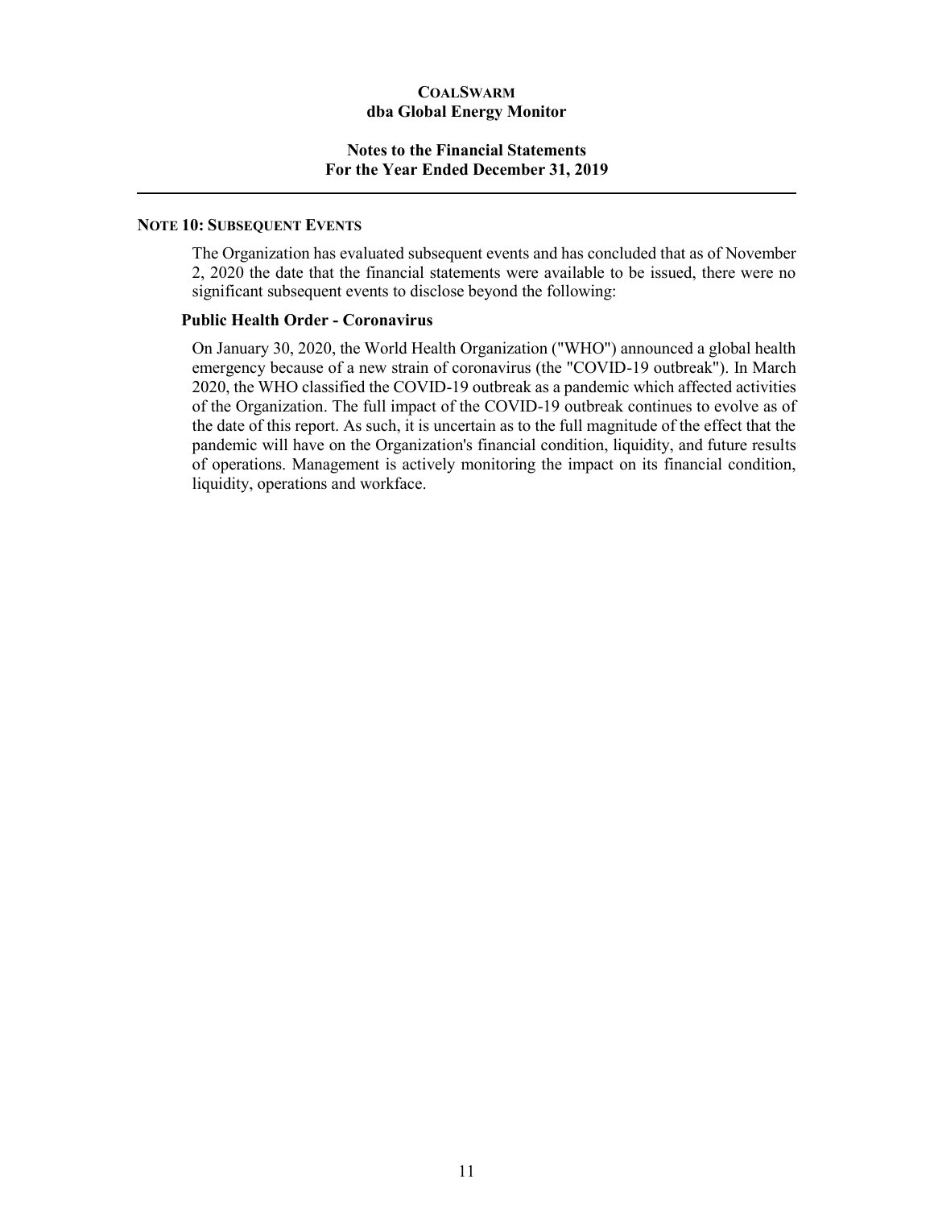# COALSWARM
## dba Global Energy Monitor

### Notes to the Financial Statements
### For the Year Ended December 31, 2019

**NOTE 10: SUBSEQUENT EVENTS**

The Organization has evaluated subsequent events and has concluded that as of November 2, 2020 the date that the financial statements were available to be issued, there were no significant subsequent events to disclose beyond the following:

**Public Health Order - Coronavirus**

On January 30, 2020, the World Health Organization ("WHO") announced a global health emergency because of a new strain of coronavirus (the "COVID-19 outbreak"). In March 2020, the WHO classified the COVID-19 outbreak as a pandemic which affected activities of the Organization. The full impact of the COVID-19 outbreak continues to evolve as of the date of this report. As such, it is uncertain as to the full magnitude of the effect that the pandemic will have on the Organization's financial condition, liquidity, and future results of operations. Management is actively monitoring the impact on its financial condition, liquidity, operations and workface.